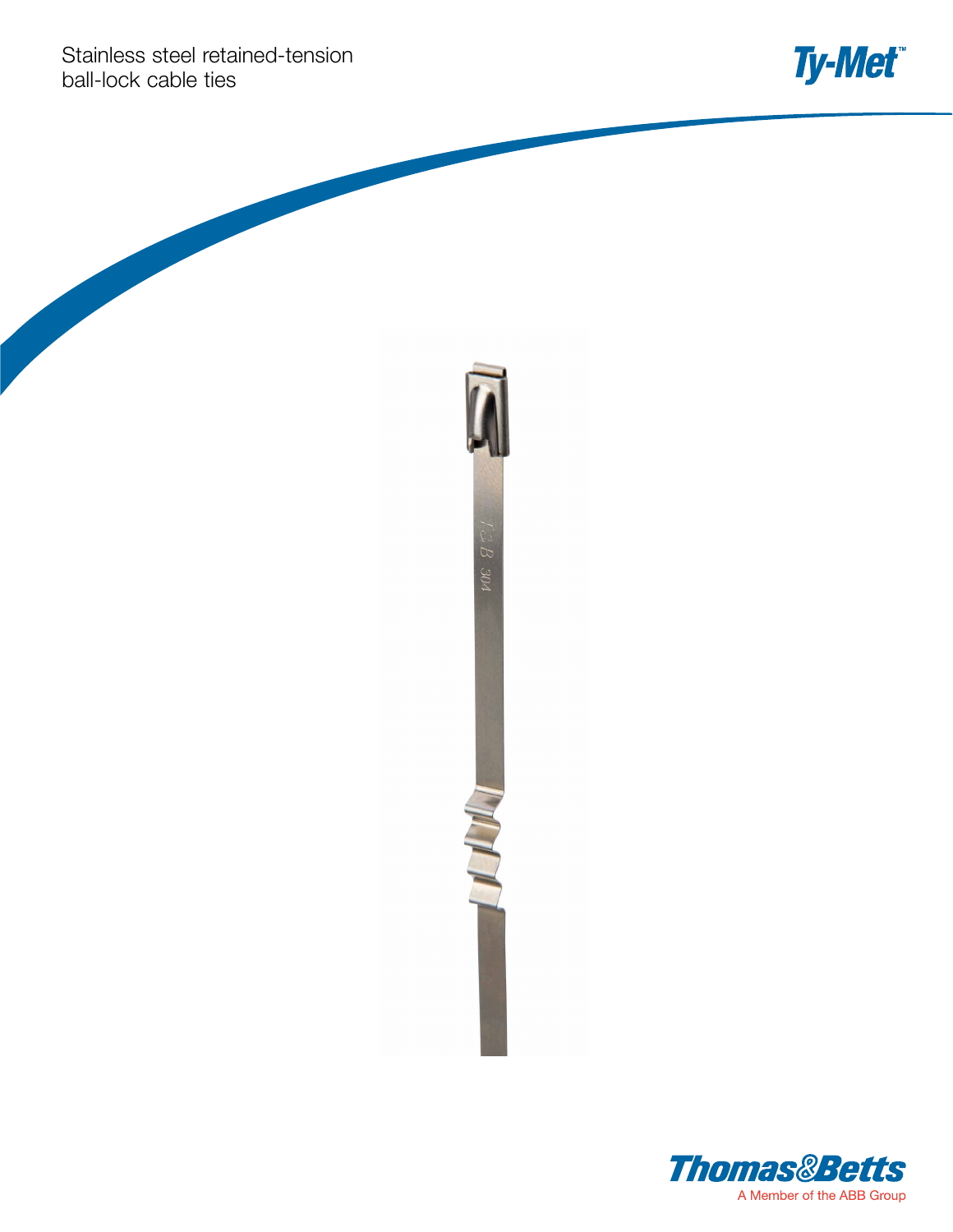# Stainless steel retained-tension ball-lock cable ties

Ty-Met™

Thomas&Betts

A Member of the ABB Group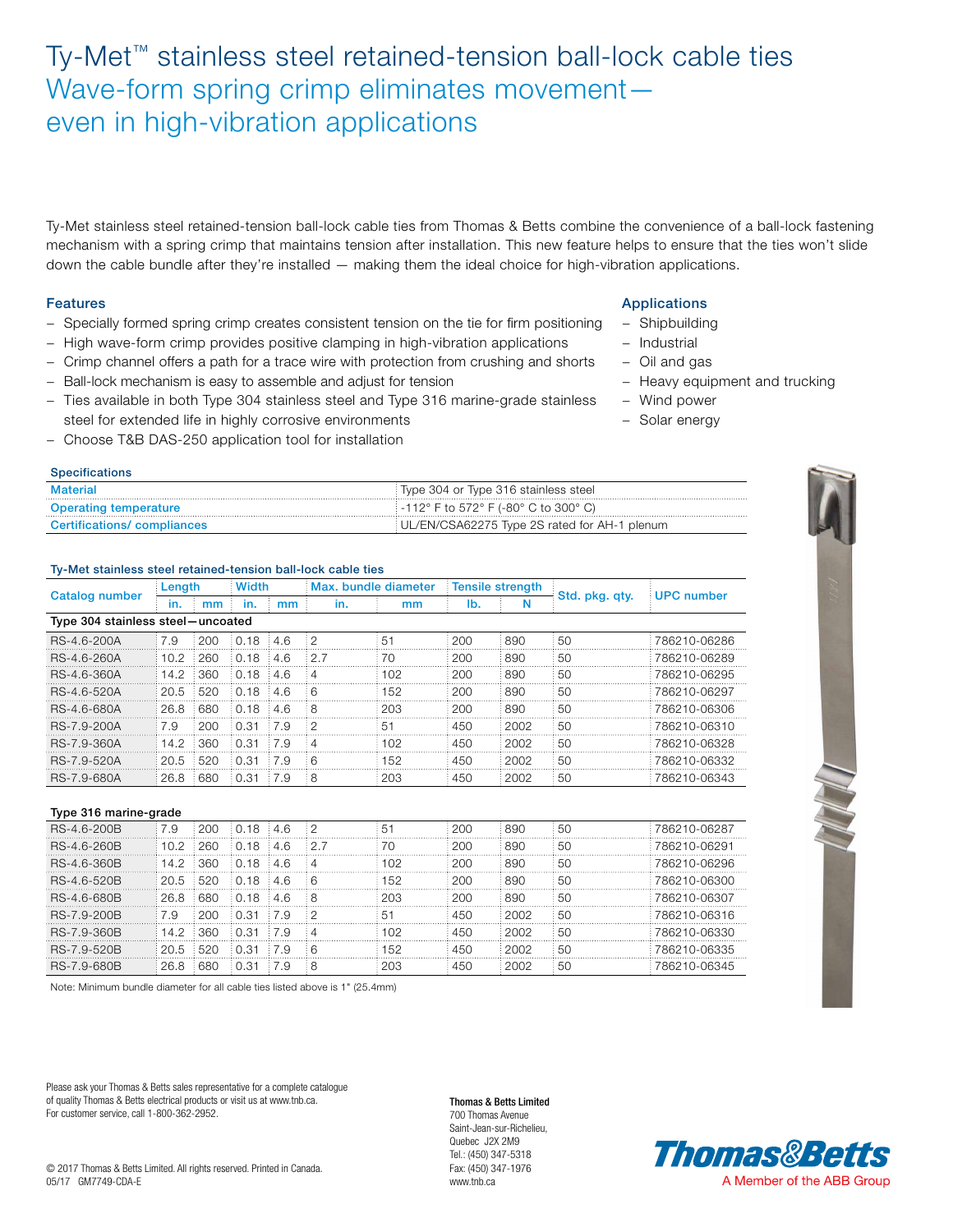# Ty-Met™ stainless steel retained-tension ball-lock cable ties

## Wave-form spring crimp eliminates movement— even in high-vibration applications

Ty-Met stainless steel retained-tension ball-lock cable ties from Thomas & Betts combine the convenience of a ball-lock fastening mechanism with a spring crimp that maintains tension after installation. This new feature helps to ensure that the ties won't slide down the cable bundle after they're installed — making them the ideal choice for high-vibration applications.

### Features

- Specially formed spring crimp creates consistent tension on the tie for firm positioning
- High wave-form crimp provides positive clamping in high-vibration applications
- Crimp channel offers a path for a trace wire with protection from crushing and shorts
- Ball-lock mechanism is easy to assemble and adjust for tension
- Ties available in both Type 304 stainless steel and Type 316 marine-grade stainless steel for extended life in highly corrosive environments
- Choose T&B DAS-250 application tool for installation

### Applications

- Shipbuilding
- Industrial
- Oil and gas
- Heavy equipment and trucking
- Wind power
- Solar energy

### Specifications

| | |
|---|---|
| Material | Type 304 or Type 316 stainless steel |
| Operating temperature | -112° F to 572° F (-80° C to 300° C) |
| Certifications/ compliances | UL/EN/CSA62275 Type 2S rated for AH-1 plenum |

### Ty-Met stainless steel retained-tension ball-lock cable ties

| Catalog number | Length | | Width | | Max. bundle diameter | | Tensile strength | | Std. pkg. qty. | UPC number |
|---|---|---|---|---|---|---|---|---|---|---|
| | in. | mm | in. | mm | in. | mm | lb. | N | | |
| **Type 304 stainless steel—uncoated** | | | | | | | | | | |
| RS-4.6-200A | 7.9 | 200 | 0.18 | 4.6 | 2 | 51 | 200 | 890 | 50 | 786210-06286 |
| RS-4.6-260A | 10.2 | 260 | 0.18 | 4.6 | 2.7 | 70 | 200 | 890 | 50 | 786210-06289 |
| RS-4.6-360A | 14.2 | 360 | 0.18 | 4.6 | 4 | 102 | 200 | 890 | 50 | 786210-06295 |
| RS-4.6-520A | 20.5 | 520 | 0.18 | 4.6 | 6 | 152 | 200 | 890 | 50 | 786210-06297 |
| RS-4.6-680A | 26.8 | 680 | 0.18 | 4.6 | 8 | 203 | 200 | 890 | 50 | 786210-06306 |
| RS-7.9-200A | 7.9 | 200 | 0.31 | 7.9 | 2 | 51 | 450 | 2002 | 50 | 786210-06310 |
| RS-7.9-360A | 14.2 | 360 | 0.31 | 7.9 | 4 | 102 | 450 | 2002 | 50 | 786210-06328 |
| RS-7.9-520A | 20.5 | 520 | 0.31 | 7.9 | 6 | 152 | 450 | 2002 | 50 | 786210-06332 |
| RS-7.9-680A | 26.8 | 680 | 0.31 | 7.9 | 8 | 203 | 450 | 2002 | 50 | 786210-06343 |
| **Type 316 marine-grade** | | | | | | | | | | |
| RS-4.6-200B | 7.9 | 200 | 0.18 | 4.6 | 2 | 51 | 200 | 890 | 50 | 786210-06287 |
| RS-4.6-260B | 10.2 | 260 | 0.18 | 4.6 | 2.7 | 70 | 200 | 890 | 50 | 786210-06291 |
| RS-4.6-360B | 14.2 | 360 | 0.18 | 4.6 | 4 | 102 | 200 | 890 | 50 | 786210-06296 |
| RS-4.6-520B | 20.5 | 520 | 0.18 | 4.6 | 6 | 152 | 200 | 890 | 50 | 786210-06300 |
| RS-4.6-680B | 26.8 | 680 | 0.18 | 4.6 | 8 | 203 | 200 | 890 | 50 | 786210-06307 |
| RS-7.9-200B | 7.9 | 200 | 0.31 | 7.9 | 2 | 51 | 450 | 2002 | 50 | 786210-06316 |
| RS-7.9-360B | 14.2 | 360 | 0.31 | 7.9 | 4 | 102 | 450 | 2002 | 50 | 786210-06330 |
| RS-7.9-520B | 20.5 | 520 | 0.31 | 7.9 | 6 | 152 | 450 | 2002 | 50 | 786210-06335 |
| RS-7.9-680B | 26.8 | 680 | 0.31 | 7.9 | 8 | 203 | 450 | 2002 | 50 | 786210-06345 |

Note: Minimum bundle diameter for all cable ties listed above is 1" (25.4mm)

Please ask your Thomas & Betts sales representative for a complete catalogue of quality Thomas & Betts electrical products or visit us at www.tnb.ca.
For customer service, call 1-800-362-2952.

© 2017 Thomas & Betts Limited. All rights reserved. Printed in Canada.
05/17 GM7749-CDA-E

**Thomas & Betts Limited**
700 Thomas Avenue
Saint-Jean-sur-Richelieu,
Quebec J2X 2M9
Tel.: (450) 347-5318
Fax: (450) 347-1976
www.tnb.ca

Thomas&Betts
A Member of the ABB Group